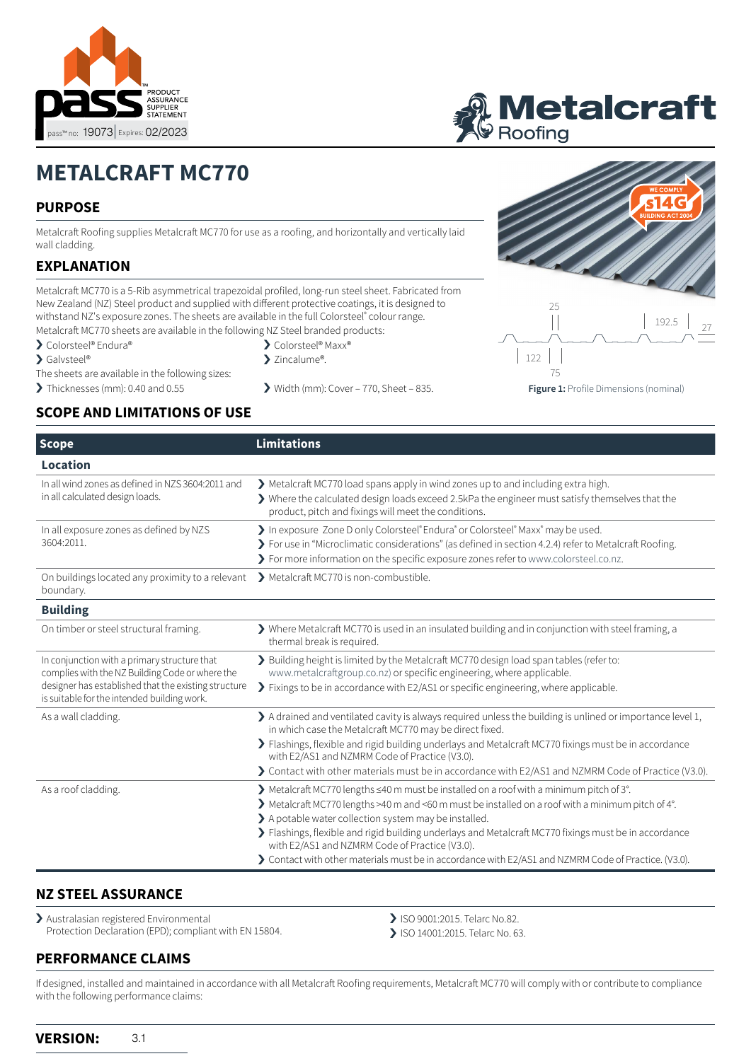PRODUCT ASSURANCE SUPPLIER STATEMENT

pass™ no: 19073 | Expires: 02/2023

Metalcraft Roofing

# METALCRAFT MC770

## PURPOSE

Metalcraft Roofing supplies Metalcraft MC770 for use as a roofing, and horizontally and vertically laid wall cladding.

## EXPLANATION

Metalcraft MC770 is a 5-Rib asymmetrical trapezoidal profiled, long-run steel sheet. Fabricated from New Zealand (NZ) Steel product and supplied with different protective coatings, it is designed to withstand NZ's exposure zones. The sheets are available in the full Colorsteel® colour range.

Metalcraft MC770 sheets are available in the following NZ Steel branded products:

- Colorsteel® Endura®
- Colorsteel® Maxx®
- Galvsteel®
- Zincalume®.

The sheets are available in the following sizes:

- Thicknesses (mm): 0.40 and 0.55
- Width (mm): Cover – 770, Sheet – 835.

WE COMPLY s14G BUILDING ACT 2004

25 | 192.5 | 27 | 122 | 75

**Figure 1:** Profile Dimensions (nominal)

## SCOPE AND LIMITATIONS OF USE

| Scope | Limitations |
|---|---|
| **Location** | |
| In all wind zones as defined in NZS 3604:2011 and in all calculated design loads. | › Metalcraft MC770 load spans apply in wind zones up to and including extra high.<br>› Where the calculated design loads exceed 2.5kPa the engineer must satisfy themselves that the product, pitch and fixings will meet the conditions. |
| In all exposure zones as defined by NZS 3604:2011. | › In exposure Zone D only Colorsteel® Endura® or Colorsteel® Maxx® may be used.<br>› For use in "Microclimatic considerations" (as defined in section 4.2.4) refer to Metalcraft Roofing.<br>› For more information on the specific exposure zones refer to www.colorsteel.co.nz. |
| On buildings located any proximity to a relevant boundary. | › Metalcraft MC770 is non-combustible. |
| **Building** | |
| On timber or steel structural framing. | › Where Metalcraft MC770 is used in an insulated building and in conjunction with steel framing, a thermal break is required. |
| In conjunction with a primary structure that complies with the NZ Building Code or where the designer has established that the existing structure is suitable for the intended building work. | › Building height is limited by the Metalcraft MC770 design load span tables (refer to: www.metalcraftgroup.co.nz) or specific engineering, where applicable.<br>› Fixings to be in accordance with E2/AS1 or specific engineering, where applicable. |
| As a wall cladding. | › A drained and ventilated cavity is always required unless the building is unlined or importance level 1, in which case the Metalcraft MC770 may be direct fixed.<br>› Flashings, flexible and rigid building underlays and Metalcraft MC770 fixings must be in accordance with E2/AS1 and NZMRM Code of Practice (V3.0).<br>› Contact with other materials must be in accordance with E2/AS1 and NZMRM Code of Practice (V3.0). |
| As a roof cladding. | › Metalcraft MC770 lengths ≤40 m must be installed on a roof with a minimum pitch of 3°.<br>› Metalcraft MC770 lengths >40 m and <60 m must be installed on a roof with a minimum pitch of 4°.<br>› A potable water collection system may be installed.<br>› Flashings, flexible and rigid building underlays and Metalcraft MC770 fixings must be in accordance with E2/AS1 and NZMRM Code of Practice (V3.0).<br>› Contact with other materials must be in accordance with E2/AS1 and NZMRM Code of Practice. (V3.0). |

## NZ STEEL ASSURANCE

- Australasian registered Environmental Protection Declaration (EPD); compliant with EN 15804.
- ISO 9001:2015. Telarc No.82.
- ISO 14001:2015. Telarc No. 63.

## PERFORMANCE CLAIMS

If designed, installed and maintained in accordance with all Metalcraft Roofing requirements, Metalcraft MC770 will comply with or contribute to compliance with the following performance claims:

**VERSION:** 3.1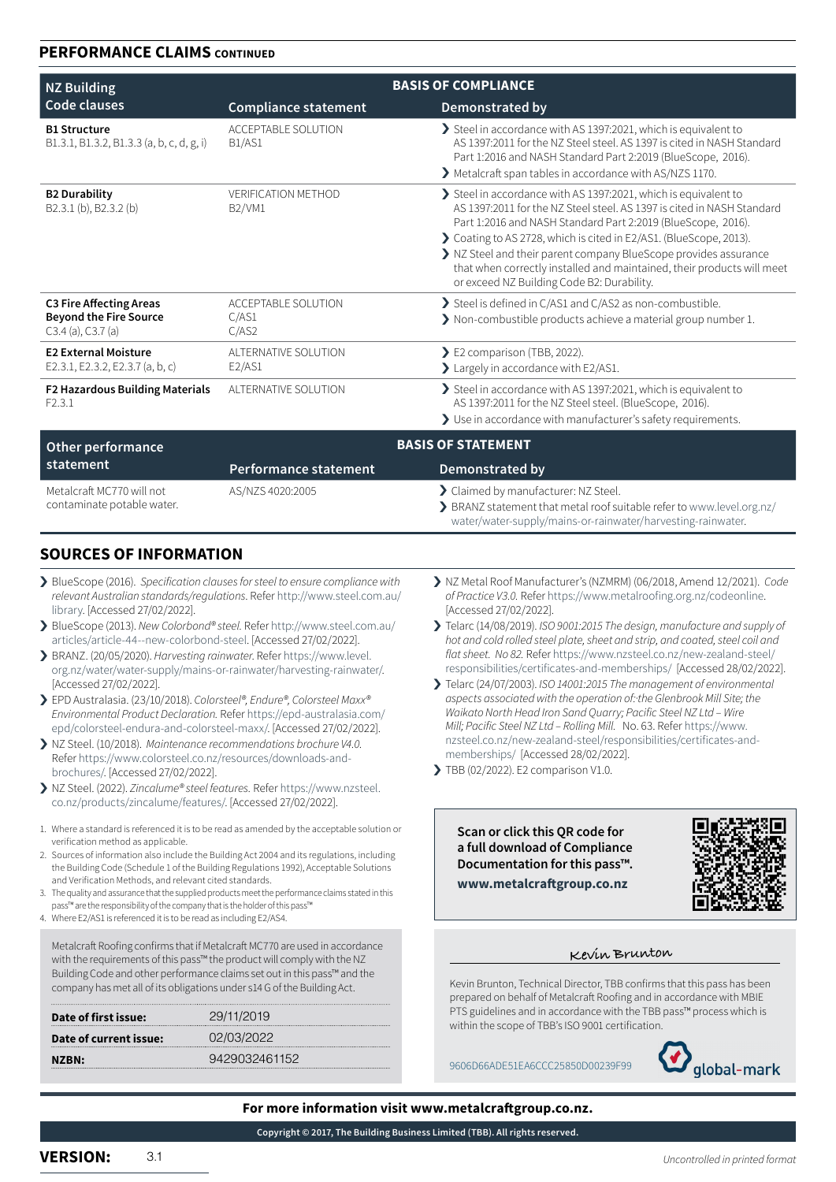## PERFORMANCE CLAIMS CONTINUED

| NZ Building Code clauses | BASIS OF COMPLIANCE | |
|---|---|---|
| | **Compliance statement** | **Demonstrated by** |
| **B1 Structure**<br>B1.3.1, B1.3.2, B1.3.3 (a, b, c, d, g, i) | ACCEPTABLE SOLUTION<br>B1/AS1 | ❯ Steel in accordance with AS 1397:2021, which is equivalent to AS 1397:2011 for the NZ Steel steel. AS 1397 is cited in NASH Standard Part 1:2016 and NASH Standard Part 2:2019 (BlueScope, 2016).<br>❯ Metalcraft span tables in accordance with AS/NZS 1170. |
| **B2 Durability**<br>B2.3.1 (b), B2.3.2 (b) | VERIFICATION METHOD<br>B2/VM1 | ❯ Steel in accordance with AS 1397:2021, which is equivalent to AS 1397:2011 for the NZ Steel steel. AS 1397 is cited in NASH Standard Part 1:2016 and NASH Standard Part 2:2019 (BlueScope, 2016).<br>❯ Coating to AS 2728, which is cited in E2/AS1. (BlueScope, 2013).<br>❯ NZ Steel and their parent company BlueScope provides assurance that when correctly installed and maintained, their products will meet or exceed NZ Building Code B2: Durability. |
| **C3 Fire Affecting Areas Beyond the Fire Source**<br>C3.4 (a), C3.7 (a) | ACCEPTABLE SOLUTION<br>C/AS1<br>C/AS2 | ❯ Steel is defined in C/AS1 and C/AS2 as non-combustible.<br>❯ Non-combustible products achieve a material group number 1. |
| **E2 External Moisture**<br>E2.3.1, E2.3.2, E2.3.7 (a, b, c) | ALTERNATIVE SOLUTION<br>E2/AS1 | ❯ E2 comparison (TBB, 2022).<br>❯ Largely in accordance with E2/AS1. |
| **F2 Hazardous Building Materials**<br>F2.3.1 | ALTERNATIVE SOLUTION | ❯ Steel in accordance with AS 1397:2021, which is equivalent to AS 1397:2011 for the NZ Steel steel. (BlueScope, 2016).<br>❯ Use in accordance with manufacturer's safety requirements. |

| Other performance statement | BASIS OF STATEMENT | |
|---|---|---|
| | **Performance statement** | **Demonstrated by** |
| Metalcraft MC770 will not contaminate potable water. | AS/NZS 4020:2005 | ❯ Claimed by manufacturer: NZ Steel.<br>❯ BRANZ statement that metal roof suitable refer to www.level.org.nz/water/water-supply/mains-or-rainwater/harvesting-rainwater. |

## SOURCES OF INFORMATION

- BlueScope (2016). *Specification clauses for steel to ensure compliance with relevant Australian standards/regulations.* Refer http://www.steel.com.au/library. [Accessed 27/02/2022].
- BlueScope (2013). *New Colorbond® steel.* Refer http://www.steel.com.au/articles/article-44--new-colorbond-steel. [Accessed 27/02/2022].
- BRANZ. (20/05/2020). *Harvesting rainwater.* Refer https://www.level.org.nz/water/water-supply/mains-or-rainwater/harvesting-rainwater/. [Accessed 27/02/2022].
- EPD Australasia. (23/10/2018). *Colorsteel®, Endure®, Colorsteel Maxx® Environmental Product Declaration.* Refer https://epd-australasia.com/epd/colorsteel-endura-and-colorsteel-maxx/. [Accessed 27/02/2022].
- NZ Steel. (10/2018). *Maintenance recommendations brochure V4.0.* Refer https://www.colorsteel.co.nz/resources/downloads-and-brochures/. [Accessed 27/02/2022].
- NZ Steel. (2022). *Zincalume® steel features.* Refer https://www.nzsteel.co.nz/products/zincalume/features/. [Accessed 27/02/2022].
- NZ Metal Roof Manufacturer's (NZMRM) (06/2018, Amend 12/2021). *Code of Practice V3.0.* Refer https://www.metalroofing.org.nz/codeonline. [Accessed 27/02/2022].
- Telarc (14/08/2019). *ISO 9001:2015 The design, manufacture and supply of hot and cold rolled steel plate, sheet and strip, and coated, steel coil and flat sheet. No 82.* Refer https://www.nzsteel.co.nz/new-zealand-steel/responsibilities/certificates-and-memberships/ [Accessed 28/02/2022].
- Telarc (24/07/2003). *ISO 14001:2015 The management of environmental aspects associated with the operation of: the Glenbrook Mill Site; the Waikato North Head Iron Sand Quarry; Pacific Steel NZ Ltd – Wire Mill; Pacific Steel NZ Ltd – Rolling Mill.* No. 63. Refer https://www.nzsteel.co.nz/new-zealand-steel/responsibilities/certificates-and-memberships/ [Accessed 28/02/2022].
- TBB (02/2022). E2 comparison V1.0.

1. Where a standard is referenced it is to be read as amended by the acceptable solution or verification method as applicable.
2. Sources of information also include the Building Act 2004 and its regulations, including the Building Code (Schedule 1 of the Building Regulations 1992), Acceptable Solutions and Verification Methods, and relevant cited standards.
3. The quality and assurance that the supplied products meet the performance claims stated in this pass™ are the responsibility of the company that is the holder of this pass™
4. Where E2/AS1 is referenced it is to be read as including E2/AS4.

**Scan or click this QR code for a full download of Compliance Documentation for this pass™.**
**www.metalcraftgroup.co.nz**

Metalcraft Roofing confirms that if Metalcraft MC770 are used in accordance with the requirements of this pass™ the product will comply with the NZ Building Code and other performance claims set out in this pass™ and the company has met all of its obligations under s14 G of the Building Act.

| | |
|---|---|
| **Date of first issue:** | 29/11/2019 |
| **Date of current issue:** | 02/03/2022 |
| **NZBN:** | 9429032461152 |

Kevin Brunton

Kevin Brunton, Technical Director, TBB confirms that this pass has been prepared on behalf of Metalcraft Roofing and in accordance with MBIE PTS guidelines and in accordance with the TBB pass™ process which is within the scope of TBB's ISO 9001 certification.

9606D66ADE51EA6CCC25850D00239F99

global-mark

**For more information visit www.metalcraftgroup.co.nz.**

Copyright © 2017, The Building Business Limited (TBB). All rights reserved.

**VERSION:** 3.1

*Uncontrolled in printed format*